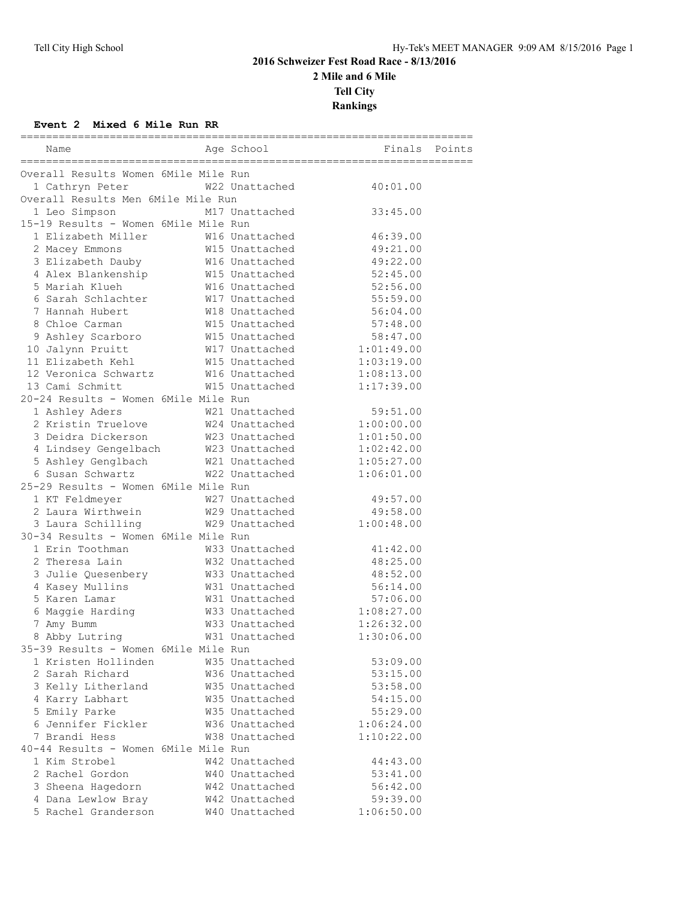# 2016 Schweizer Fest Road Race - 8/13/2016
## 2 Mile and 6 Mile
## Tell City
## Rankings

### Event 2 Mixed 6 Mile Run RR

| Name | Age | School | Finals | Points |
|---|---|---|---|---|
| **Overall Results Women 6Mile Mile Run** | | | | |
| 1 Cathryn Peter | W22 | Unattached | 40:01.00 | |
| **Overall Results Men 6Mile Mile Run** | | | | |
| 1 Leo Simpson | M17 | Unattached | 33:45.00 | |
| **15-19 Results - Women 6Mile Mile Run** | | | | |
| 1 Elizabeth Miller | W16 | Unattached | 46:39.00 | |
| 2 Macey Emmons | W15 | Unattached | 49:21.00 | |
| 3 Elizabeth Dauby | W16 | Unattached | 49:22.00 | |
| 4 Alex Blankenship | W15 | Unattached | 52:45.00 | |
| 5 Mariah Klueh | W16 | Unattached | 52:56.00 | |
| 6 Sarah Schlachter | W17 | Unattached | 55:59.00 | |
| 7 Hannah Hubert | W18 | Unattached | 56:04.00 | |
| 8 Chloe Carman | W15 | Unattached | 57:48.00 | |
| 9 Ashley Scarboro | W15 | Unattached | 58:47.00 | |
| 10 Jalynn Pruitt | W17 | Unattached | 1:01:49.00 | |
| 11 Elizabeth Kehl | W15 | Unattached | 1:03:19.00 | |
| 12 Veronica Schwartz | W16 | Unattached | 1:08:13.00 | |
| 13 Cami Schmitt | W15 | Unattached | 1:17:39.00 | |
| **20-24 Results - Women 6Mile Mile Run** | | | | |
| 1 Ashley Aders | W21 | Unattached | 59:51.00 | |
| 2 Kristin Truelove | W24 | Unattached | 1:00:00.00 | |
| 3 Deidra Dickerson | W23 | Unattached | 1:01:50.00 | |
| 4 Lindsey Gengelbach | W23 | Unattached | 1:02:42.00 | |
| 5 Ashley Genglbach | W21 | Unattached | 1:05:27.00 | |
| 6 Susan Schwartz | W22 | Unattached | 1:06:01.00 | |
| **25-29 Results - Women 6Mile Mile Run** | | | | |
| 1 KT Feldmeyer | W27 | Unattached | 49:57.00 | |
| 2 Laura Wirthwein | W29 | Unattached | 49:58.00 | |
| 3 Laura Schilling | W29 | Unattached | 1:00:48.00 | |
| **30-34 Results - Women 6Mile Mile Run** | | | | |
| 1 Erin Toothman | W33 | Unattached | 41:42.00 | |
| 2 Theresa Lain | W32 | Unattached | 48:25.00 | |
| 3 Julie Quesenbery | W33 | Unattached | 48:52.00 | |
| 4 Kasey Mullins | W31 | Unattached | 56:14.00 | |
| 5 Karen Lamar | W31 | Unattached | 57:06.00 | |
| 6 Maggie Harding | W33 | Unattached | 1:08:27.00 | |
| 7 Amy Bumm | W33 | Unattached | 1:26:32.00 | |
| 8 Abby Lutring | W31 | Unattached | 1:30:06.00 | |
| **35-39 Results - Women 6Mile Mile Run** | | | | |
| 1 Kristen Hollinden | W35 | Unattached | 53:09.00 | |
| 2 Sarah Richard | W36 | Unattached | 53:15.00 | |
| 3 Kelly Litherland | W35 | Unattached | 53:58.00 | |
| 4 Karry Labhart | W35 | Unattached | 54:15.00 | |
| 5 Emily Parke | W35 | Unattached | 55:29.00 | |
| 6 Jennifer Fickler | W36 | Unattached | 1:06:24.00 | |
| 7 Brandi Hess | W38 | Unattached | 1:10:22.00 | |
| **40-44 Results - Women 6Mile Mile Run** | | | | |
| 1 Kim Strobel | W42 | Unattached | 44:43.00 | |
| 2 Rachel Gordon | W40 | Unattached | 53:41.00 | |
| 3 Sheena Hagedorn | W42 | Unattached | 56:42.00 | |
| 4 Dana Lewlow Bray | W42 | Unattached | 59:39.00 | |
| 5 Rachel Granderson | W40 | Unattached | 1:06:50.00 | |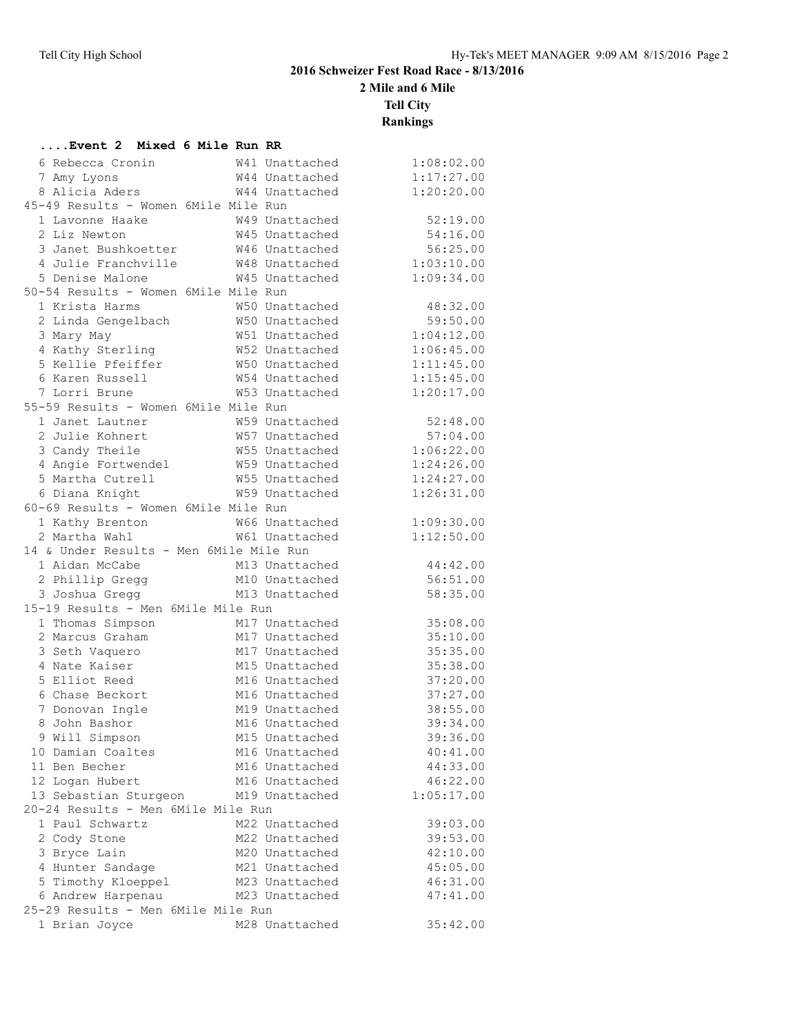# 2016 Schweizer Fest Road Race - 8/13/2016

## 2 Mile and 6 Mile

## Tell City

## Rankings

### ....Event 2 Mixed 6 Mile Run RR

| Place | Name | Age | Team | Time |
|---|---|---|---|---|
| 6 | Rebecca Cronin | W41 | Unattached | 1:08:02.00 |
| 7 | Amy Lyons | W44 | Unattached | 1:17:27.00 |
| 8 | Alicia Aders | W44 | Unattached | 1:20:20.00 |

**45-49 Results - Women 6Mile Mile Run**

| Place | Name | Age | Team | Time |
|---|---|---|---|---|
| 1 | Lavonne Haake | W49 | Unattached | 52:19.00 |
| 2 | Liz Newton | W45 | Unattached | 54:16.00 |
| 3 | Janet Bushkoetter | W46 | Unattached | 56:25.00 |
| 4 | Julie Franchville | W48 | Unattached | 1:03:10.00 |
| 5 | Denise Malone | W45 | Unattached | 1:09:34.00 |

**50-54 Results - Women 6Mile Mile Run**

| Place | Name | Age | Team | Time |
|---|---|---|---|---|
| 1 | Krista Harms | W50 | Unattached | 48:32.00 |
| 2 | Linda Gengelbach | W50 | Unattached | 59:50.00 |
| 3 | Mary May | W51 | Unattached | 1:04:12.00 |
| 4 | Kathy Sterling | W52 | Unattached | 1:06:45.00 |
| 5 | Kellie Pfeiffer | W50 | Unattached | 1:11:45.00 |
| 6 | Karen Russell | W54 | Unattached | 1:15:45.00 |
| 7 | Lorri Brune | W53 | Unattached | 1:20:17.00 |

**55-59 Results - Women 6Mile Mile Run**

| Place | Name | Age | Team | Time |
|---|---|---|---|---|
| 1 | Janet Lautner | W59 | Unattached | 52:48.00 |
| 2 | Julie Kohnert | W57 | Unattached | 57:04.00 |
| 3 | Candy Theile | W55 | Unattached | 1:06:22.00 |
| 4 | Angie Fortwendel | W59 | Unattached | 1:24:26.00 |
| 5 | Martha Cutrell | W55 | Unattached | 1:24:27.00 |
| 6 | Diana Knight | W59 | Unattached | 1:26:31.00 |

**60-69 Results - Women 6Mile Mile Run**

| Place | Name | Age | Team | Time |
|---|---|---|---|---|
| 1 | Kathy Brenton | W66 | Unattached | 1:09:30.00 |
| 2 | Martha Wahl | W61 | Unattached | 1:12:50.00 |

**14 & Under Results - Men 6Mile Mile Run**

| Place | Name | Age | Team | Time |
|---|---|---|---|---|
| 1 | Aidan McCabe | M13 | Unattached | 44:42.00 |
| 2 | Phillip Gregg | M10 | Unattached | 56:51.00 |
| 3 | Joshua Gregg | M13 | Unattached | 58:35.00 |

**15-19 Results - Men 6Mile Mile Run**

| Place | Name | Age | Team | Time |
|---|---|---|---|---|
| 1 | Thomas Simpson | M17 | Unattached | 35:08.00 |
| 2 | Marcus Graham | M17 | Unattached | 35:10.00 |
| 3 | Seth Vaquero | M17 | Unattached | 35:35.00 |
| 4 | Nate Kaiser | M15 | Unattached | 35:38.00 |
| 5 | Elliot Reed | M16 | Unattached | 37:20.00 |
| 6 | Chase Beckort | M16 | Unattached | 37:27.00 |
| 7 | Donovan Ingle | M19 | Unattached | 38:55.00 |
| 8 | John Bashor | M16 | Unattached | 39:34.00 |
| 9 | Will Simpson | M15 | Unattached | 39:36.00 |
| 10 | Damian Coaltes | M16 | Unattached | 40:41.00 |
| 11 | Ben Becher | M16 | Unattached | 44:33.00 |
| 12 | Logan Hubert | M16 | Unattached | 46:22.00 |
| 13 | Sebastian Sturgeon | M19 | Unattached | 1:05:17.00 |

**20-24 Results - Men 6Mile Mile Run**

| Place | Name | Age | Team | Time |
|---|---|---|---|---|
| 1 | Paul Schwartz | M22 | Unattached | 39:03.00 |
| 2 | Cody Stone | M22 | Unattached | 39:53.00 |
| 3 | Bryce Lain | M20 | Unattached | 42:10.00 |
| 4 | Hunter Sandage | M21 | Unattached | 45:05.00 |
| 5 | Timothy Kloeppel | M23 | Unattached | 46:31.00 |
| 6 | Andrew Harpenau | M23 | Unattached | 47:41.00 |

**25-29 Results - Men 6Mile Mile Run**

| Place | Name | Age | Team | Time |
|---|---|---|---|---|
| 1 | Brian Joyce | M28 | Unattached | 35:42.00 |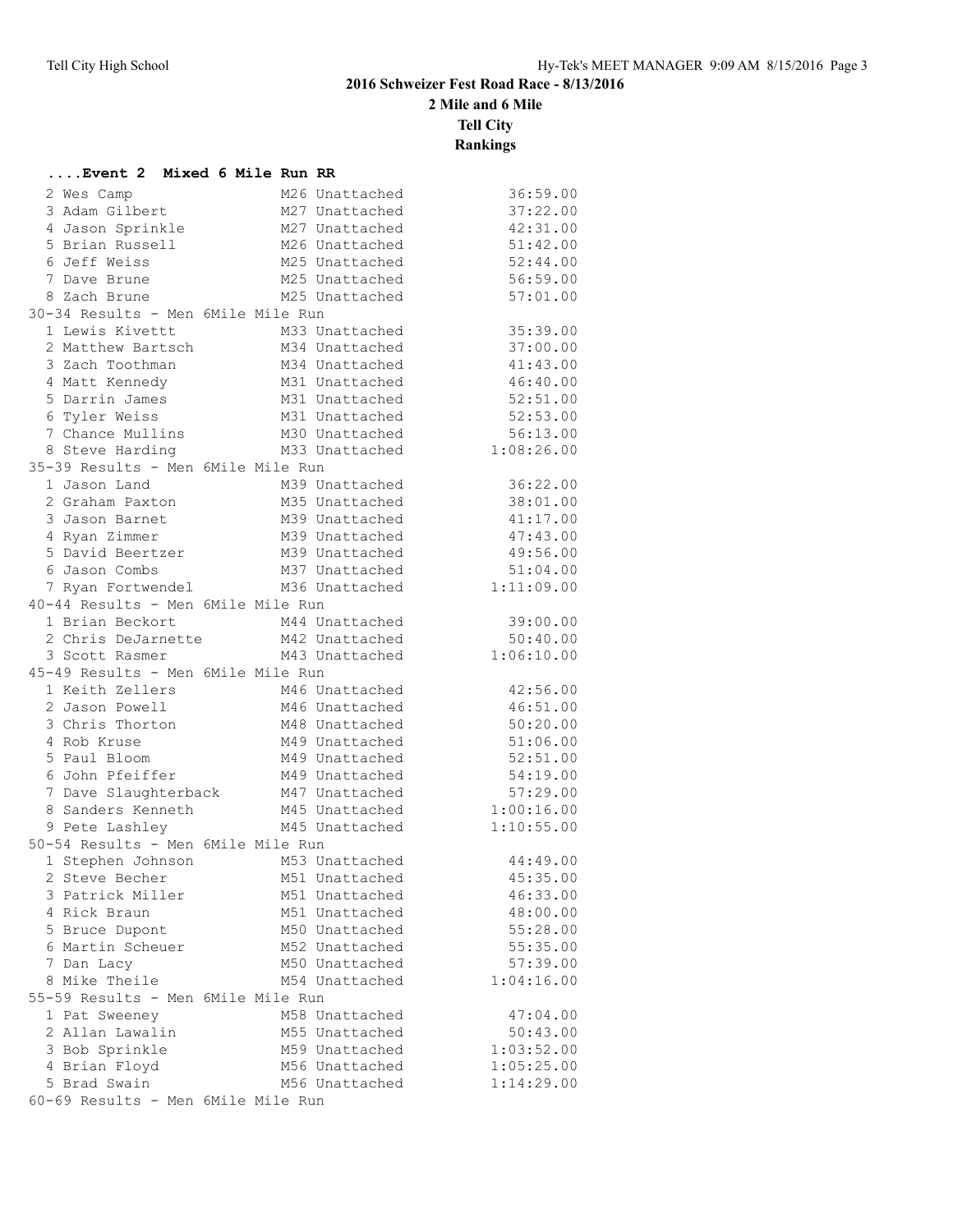## ....Event 2 Mixed 6 Mile Run RR

| Place | Name | Age/Team | Time |
|---|---|---|---|
| 2 | Wes Camp | M26 Unattached | 36:59.00 |
| 3 | Adam Gilbert | M27 Unattached | 37:22.00 |
| 4 | Jason Sprinkle | M27 Unattached | 42:31.00 |
| 5 | Brian Russell | M26 Unattached | 51:42.00 |
| 6 | Jeff Weiss | M25 Unattached | 52:44.00 |
| 7 | Dave Brune | M25 Unattached | 56:59.00 |
| 8 | Zach Brune | M25 Unattached | 57:01.00 |

### 30-34 Results - Men 6Mile Mile Run

| Place | Name | Age/Team | Time |
|---|---|---|---|
| 1 | Lewis Kivettt | M33 Unattached | 35:39.00 |
| 2 | Matthew Bartsch | M34 Unattached | 37:00.00 |
| 3 | Zach Toothman | M34 Unattached | 41:43.00 |
| 4 | Matt Kennedy | M31 Unattached | 46:40.00 |
| 5 | Darrin James | M31 Unattached | 52:51.00 |
| 6 | Tyler Weiss | M31 Unattached | 52:53.00 |
| 7 | Chance Mullins | M30 Unattached | 56:13.00 |
| 8 | Steve Harding | M33 Unattached | 1:08:26.00 |

### 35-39 Results - Men 6Mile Mile Run

| Place | Name | Age/Team | Time |
|---|---|---|---|
| 1 | Jason Land | M39 Unattached | 36:22.00 |
| 2 | Graham Paxton | M35 Unattached | 38:01.00 |
| 3 | Jason Barnet | M39 Unattached | 41:17.00 |
| 4 | Ryan Zimmer | M39 Unattached | 47:43.00 |
| 5 | David Beertzer | M39 Unattached | 49:56.00 |
| 6 | Jason Combs | M37 Unattached | 51:04.00 |
| 7 | Ryan Fortwendel | M36 Unattached | 1:11:09.00 |

### 40-44 Results - Men 6Mile Mile Run

| Place | Name | Age/Team | Time |
|---|---|---|---|
| 1 | Brian Beckort | M44 Unattached | 39:00.00 |
| 2 | Chris DeJarnette | M42 Unattached | 50:40.00 |
| 3 | Scott Rasmer | M43 Unattached | 1:06:10.00 |

### 45-49 Results - Men 6Mile Mile Run

| Place | Name | Age/Team | Time |
|---|---|---|---|
| 1 | Keith Zellers | M46 Unattached | 42:56.00 |
| 2 | Jason Powell | M46 Unattached | 46:51.00 |
| 3 | Chris Thorton | M48 Unattached | 50:20.00 |
| 4 | Rob Kruse | M49 Unattached | 51:06.00 |
| 5 | Paul Bloom | M49 Unattached | 52:51.00 |
| 6 | John Pfeiffer | M49 Unattached | 54:19.00 |
| 7 | Dave Slaughterback | M47 Unattached | 57:29.00 |
| 8 | Sanders Kenneth | M45 Unattached | 1:00:16.00 |
| 9 | Pete Lashley | M45 Unattached | 1:10:55.00 |

### 50-54 Results - Men 6Mile Mile Run

| Place | Name | Age/Team | Time |
|---|---|---|---|
| 1 | Stephen Johnson | M53 Unattached | 44:49.00 |
| 2 | Steve Becher | M51 Unattached | 45:35.00 |
| 3 | Patrick Miller | M51 Unattached | 46:33.00 |
| 4 | Rick Braun | M51 Unattached | 48:00.00 |
| 5 | Bruce Dupont | M50 Unattached | 55:28.00 |
| 6 | Martin Scheuer | M52 Unattached | 55:35.00 |
| 7 | Dan Lacy | M50 Unattached | 57:39.00 |
| 8 | Mike Theile | M54 Unattached | 1:04:16.00 |

### 55-59 Results - Men 6Mile Mile Run

| Place | Name | Age/Team | Time |
|---|---|---|---|
| 1 | Pat Sweeney | M58 Unattached | 47:04.00 |
| 2 | Allan Lawalin | M55 Unattached | 50:43.00 |
| 3 | Bob Sprinkle | M59 Unattached | 1:03:52.00 |
| 4 | Brian Floyd | M56 Unattached | 1:05:25.00 |
| 5 | Brad Swain | M56 Unattached | 1:14:29.00 |

### 60-69 Results - Men 6Mile Mile Run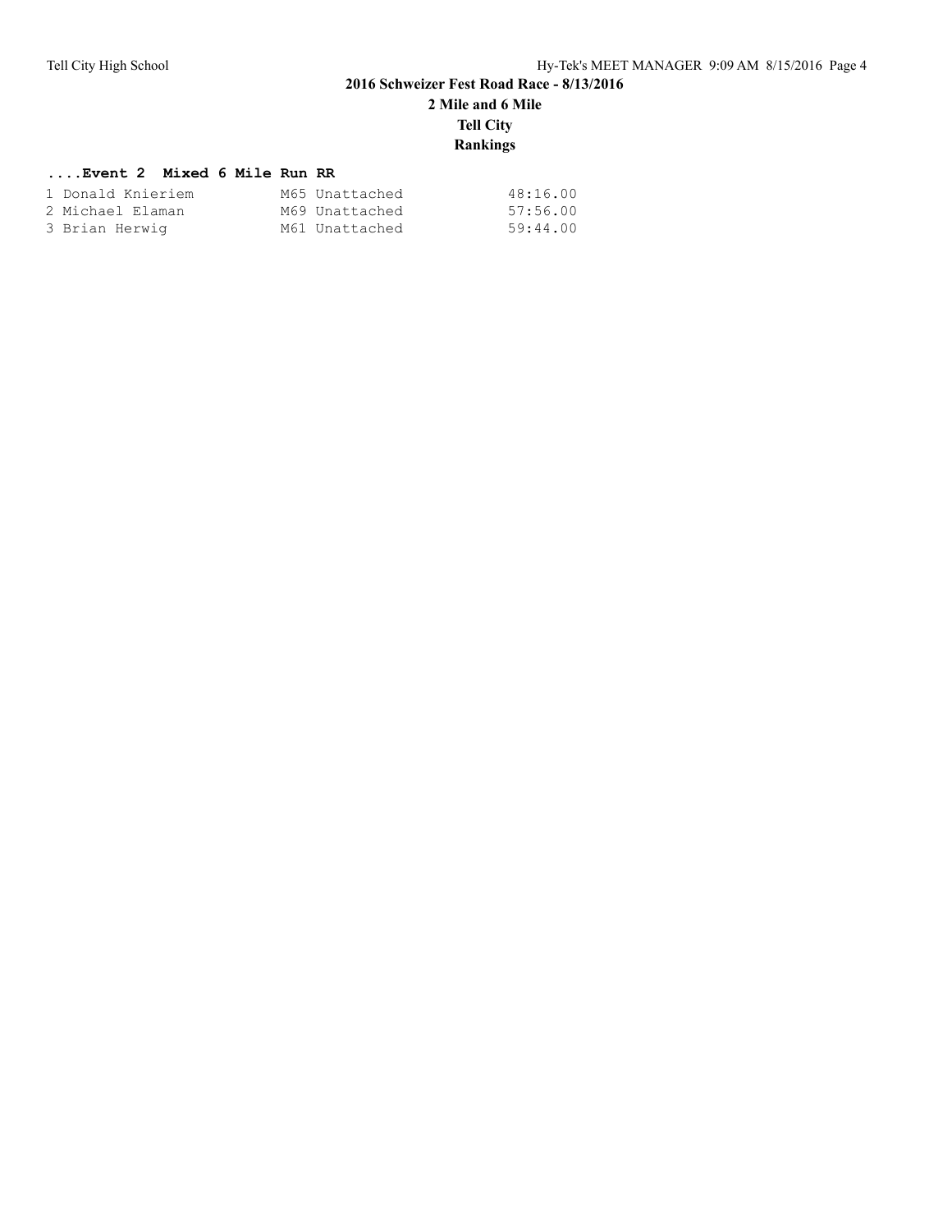# 2016 Schweizer Fest Road Race - 8/13/2016

## 2 Mile and 6 Mile

## Tell City

## Rankings

### ....Event 2 Mixed 6 Mile Run RR

| | | | |
|---|---|---|---|
| 1 | Donald Knieriem | M65 Unattached | 48:16.00 |
| 2 | Michael Elaman | M69 Unattached | 57:56.00 |
| 3 | Brian Herwig | M61 Unattached | 59:44.00 |